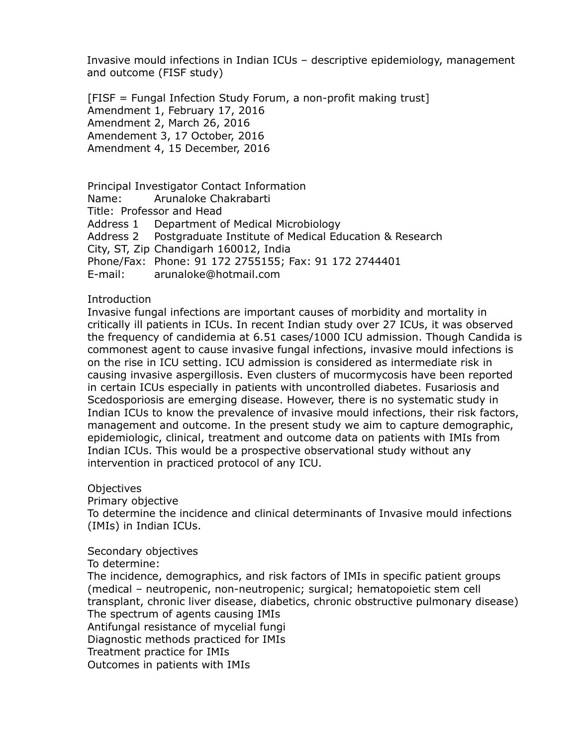# Invasive mould infections in Indian ICUs – descriptive epidemiology, management and outcome (FISF study)

[FISF = Fungal Infection Study Forum, a non-profit making trust]
Amendment 1, February 17, 2016
Amendment 2, March 26, 2016
Amendement 3, 17 October, 2016
Amendment 4, 15 December, 2016

Principal Investigator Contact Information
Name: Arunaloke Chakrabarti
Title: Professor and Head
Address 1 Department of Medical Microbiology
Address 2 Postgraduate Institute of Medical Education & Research
City, ST, Zip Chandigarh 160012, India
Phone/Fax: Phone: 91 172 2755155; Fax: 91 172 2744401
E-mail: arunaloke@hotmail.com

## Introduction

Invasive fungal infections are important causes of morbidity and mortality in critically ill patients in ICUs. In recent Indian study over 27 ICUs, it was observed the frequency of candidemia at 6.51 cases/1000 ICU admission. Though Candida is commonest agent to cause invasive fungal infections, invasive mould infections is on the rise in ICU setting. ICU admission is considered as intermediate risk in causing invasive aspergillosis. Even clusters of mucormycosis have been reported in certain ICUs especially in patients with uncontrolled diabetes. Fusariosis and Scedosporiosis are emerging disease. However, there is no systematic study in Indian ICUs to know the prevalence of invasive mould infections, their risk factors, management and outcome. In the present study we aim to capture demographic, epidemiologic, clinical, treatment and outcome data on patients with IMIs from Indian ICUs. This would be a prospective observational study without any intervention in practiced protocol of any ICU.

## Objectives

### Primary objective

To determine the incidence and clinical determinants of Invasive mould infections (IMIs) in Indian ICUs.

### Secondary objectives

To determine:

- The incidence, demographics, and risk factors of IMIs in specific patient groups (medical – neutropenic, non-neutropenic; surgical; hematopoietic stem cell transplant, chronic liver disease, diabetics, chronic obstructive pulmonary disease)
- The spectrum of agents causing IMIs
- Antifungal resistance of mycelial fungi
- Diagnostic methods practiced for IMIs
- Treatment practice for IMIs
- Outcomes in patients with IMIs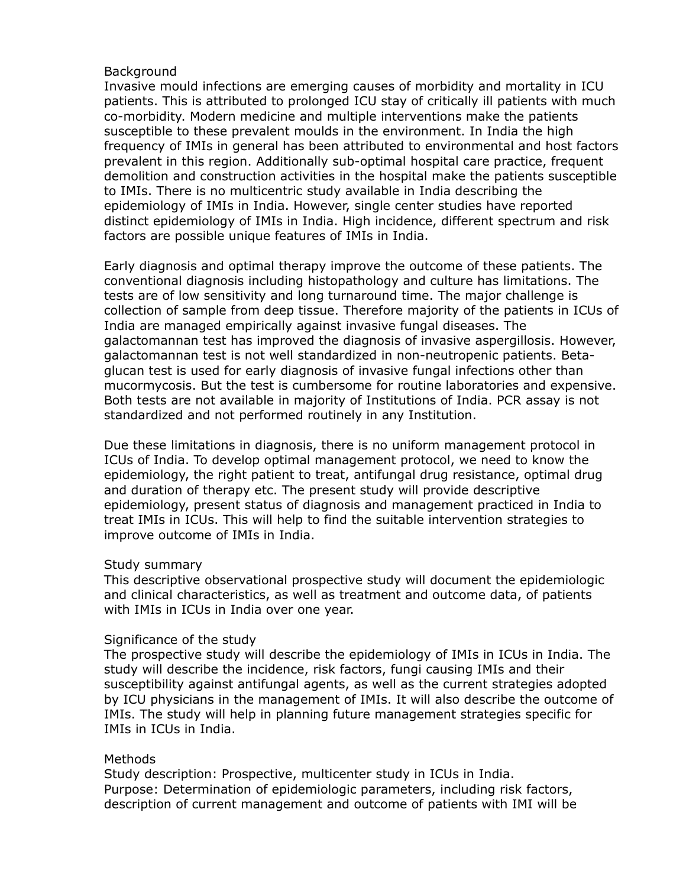## Background

Invasive mould infections are emerging causes of morbidity and mortality in ICU patients. This is attributed to prolonged ICU stay of critically ill patients with much co-morbidity. Modern medicine and multiple interventions make the patients susceptible to these prevalent moulds in the environment. In India the high frequency of IMIs in general has been attributed to environmental and host factors prevalent in this region. Additionally sub-optimal hospital care practice, frequent demolition and construction activities in the hospital make the patients susceptible to IMIs. There is no multicentric study available in India describing the epidemiology of IMIs in India. However, single center studies have reported distinct epidemiology of IMIs in India. High incidence, different spectrum and risk factors are possible unique features of IMIs in India.

Early diagnosis and optimal therapy improve the outcome of these patients. The conventional diagnosis including histopathology and culture has limitations. The tests are of low sensitivity and long turnaround time. The major challenge is collection of sample from deep tissue. Therefore majority of the patients in ICUs of India are managed empirically against invasive fungal diseases. The galactomannan test has improved the diagnosis of invasive aspergillosis. However, galactomannan test is not well standardized in non-neutropenic patients. Beta-glucan test is used for early diagnosis of invasive fungal infections other than mucormycosis. But the test is cumbersome for routine laboratories and expensive. Both tests are not available in majority of Institutions of India. PCR assay is not standardized and not performed routinely in any Institution.

Due these limitations in diagnosis, there is no uniform management protocol in ICUs of India. To develop optimal management protocol, we need to know the epidemiology, the right patient to treat, antifungal drug resistance, optimal drug and duration of therapy etc. The present study will provide descriptive epidemiology, present status of diagnosis and management practiced in India to treat IMIs in ICUs. This will help to find the suitable intervention strategies to improve outcome of IMIs in India.

## Study summary

This descriptive observational prospective study will document the epidemiologic and clinical characteristics, as well as treatment and outcome data, of patients with IMIs in ICUs in India over one year.

## Significance of the study

The prospective study will describe the epidemiology of IMIs in ICUs in India. The study will describe the incidence, risk factors, fungi causing IMIs and their susceptibility against antifungal agents, as well as the current strategies adopted by ICU physicians in the management of IMIs. It will also describe the outcome of IMIs. The study will help in planning future management strategies specific for IMIs in ICUs in India.

## Methods

Study description: Prospective, multicenter study in ICUs in India.
Purpose: Determination of epidemiologic parameters, including risk factors, description of current management and outcome of patients with IMI will be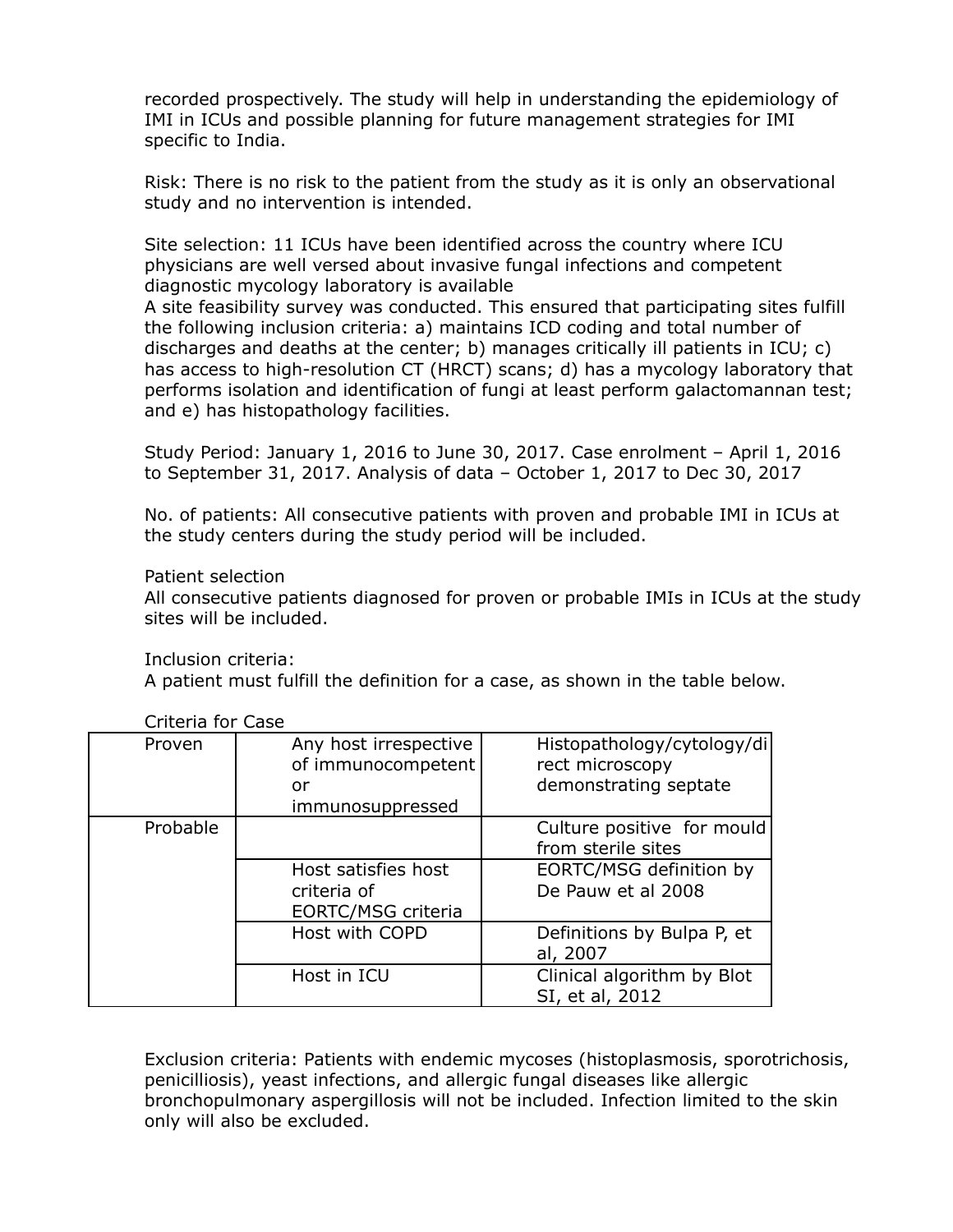recorded prospectively. The study will help in understanding the epidemiology of IMI in ICUs and possible planning for future management strategies for IMI specific to India.

Risk: There is no risk to the patient from the study as it is only an observational study and no intervention is intended.

Site selection: 11 ICUs have been identified across the country where ICU physicians are well versed about invasive fungal infections and competent diagnostic mycology laboratory is available
A site feasibility survey was conducted. This ensured that participating sites fulfill the following inclusion criteria: a) maintains ICD coding and total number of discharges and deaths at the center; b) manages critically ill patients in ICU; c) has access to high-resolution CT (HRCT) scans; d) has a mycology laboratory that performs isolation and identification of fungi at least perform galactomannan test; and e) has histopathology facilities.

Study Period: January 1, 2016 to June 30, 2017. Case enrolment – April 1, 2016 to September 31, 2017. Analysis of data – October 1, 2017 to Dec 30, 2017

No. of patients: All consecutive patients with proven and probable IMI in ICUs at the study centers during the study period will be included.

Patient selection
All consecutive patients diagnosed for proven or probable IMIs in ICUs at the study sites will be included.

Inclusion criteria:
A patient must fulfill the definition for a case, as shown in the table below.

Criteria for Case

| | | |
|---|---|---|
| Proven | Any host irrespective of immunocompetent or immunosuppressed | Histopathology/cytology/direct microscopy demonstrating septate |
| Probable | | Culture positive for mould from sterile sites |
| | Host satisfies host criteria of EORTC/MSG criteria | EORTC/MSG definition by De Pauw et al 2008 |
| | Host with COPD | Definitions by Bulpa P, et al, 2007 |
| | Host in ICU | Clinical algorithm by Blot SI, et al, 2012 |

Exclusion criteria: Patients with endemic mycoses (histoplasmosis, sporotrichosis, penicilliosis), yeast infections, and allergic fungal diseases like allergic bronchopulmonary aspergillosis will not be included. Infection limited to the skin only will also be excluded.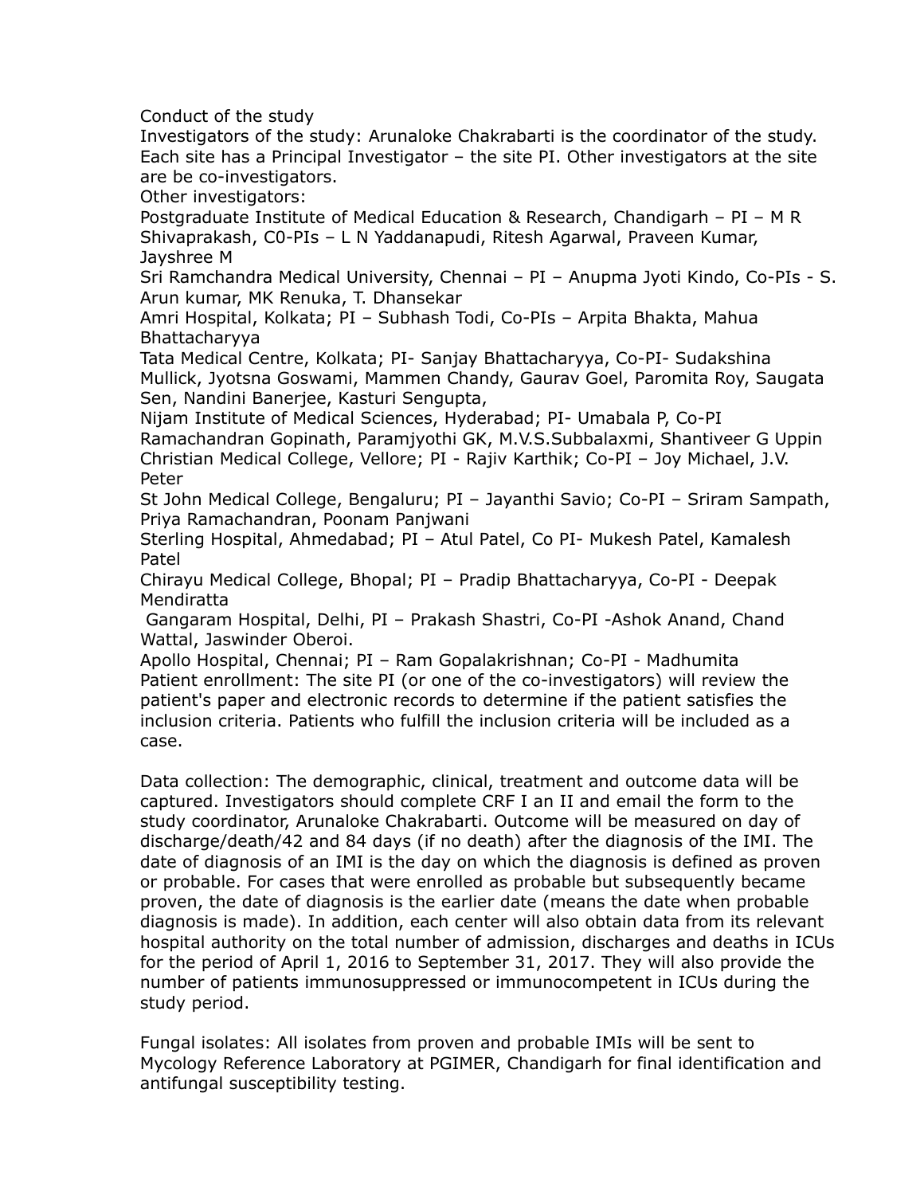Conduct of the study

Investigators of the study: Arunaloke Chakrabarti is the coordinator of the study. Each site has a Principal Investigator – the site PI. Other investigators at the site are be co-investigators.

Other investigators:

Postgraduate Institute of Medical Education & Research, Chandigarh – PI – M R Shivaprakash, C0-PIs – L N Yaddanapudi, Ritesh Agarwal, Praveen Kumar, Jayshree M

Sri Ramchandra Medical University, Chennai – PI – Anupma Jyoti Kindo, Co-PIs - S. Arun kumar, MK Renuka, T. Dhansekar

Amri Hospital, Kolkata; PI – Subhash Todi, Co-PIs – Arpita Bhakta, Mahua Bhattacharyya

Tata Medical Centre, Kolkata; PI- Sanjay Bhattacharyya, Co-PI- Sudakshina Mullick, Jyotsna Goswami, Mammen Chandy, Gaurav Goel, Paromita Roy, Saugata Sen, Nandini Banerjee, Kasturi Sengupta,

Nijam Institute of Medical Sciences, Hyderabad; PI- Umabala P, Co-PI Ramachandran Gopinath, Paramjyothi GK, M.V.S.Subbalaxmi, Shantiveer G Uppin

Christian Medical College, Vellore; PI - Rajiv Karthik; Co-PI – Joy Michael, J.V. Peter

St John Medical College, Bengaluru; PI – Jayanthi Savio; Co-PI – Sriram Sampath, Priya Ramachandran, Poonam Panjwani

Sterling Hospital, Ahmedabad; PI – Atul Patel, Co PI- Mukesh Patel, Kamalesh Patel

Chirayu Medical College, Bhopal; PI – Pradip Bhattacharyya, Co-PI - Deepak Mendiratta

Gangaram Hospital, Delhi, PI – Prakash Shastri, Co-PI -Ashok Anand, Chand Wattal, Jaswinder Oberoi.

Apollo Hospital, Chennai; PI – Ram Gopalakrishnan; Co-PI - Madhumita

Patient enrollment: The site PI (or one of the co-investigators) will review the patient's paper and electronic records to determine if the patient satisfies the inclusion criteria. Patients who fulfill the inclusion criteria will be included as a case.

Data collection: The demographic, clinical, treatment and outcome data will be captured. Investigators should complete CRF I an II and email the form to the study coordinator, Arunaloke Chakrabarti. Outcome will be measured on day of discharge/death/42 and 84 days (if no death) after the diagnosis of the IMI. The date of diagnosis of an IMI is the day on which the diagnosis is defined as proven or probable. For cases that were enrolled as probable but subsequently became proven, the date of diagnosis is the earlier date (means the date when probable diagnosis is made). In addition, each center will also obtain data from its relevant hospital authority on the total number of admission, discharges and deaths in ICUs for the period of April 1, 2016 to September 31, 2017. They will also provide the number of patients immunosuppressed or immunocompetent in ICUs during the study period.

Fungal isolates: All isolates from proven and probable IMIs will be sent to Mycology Reference Laboratory at PGIMER, Chandigarh for final identification and antifungal susceptibility testing.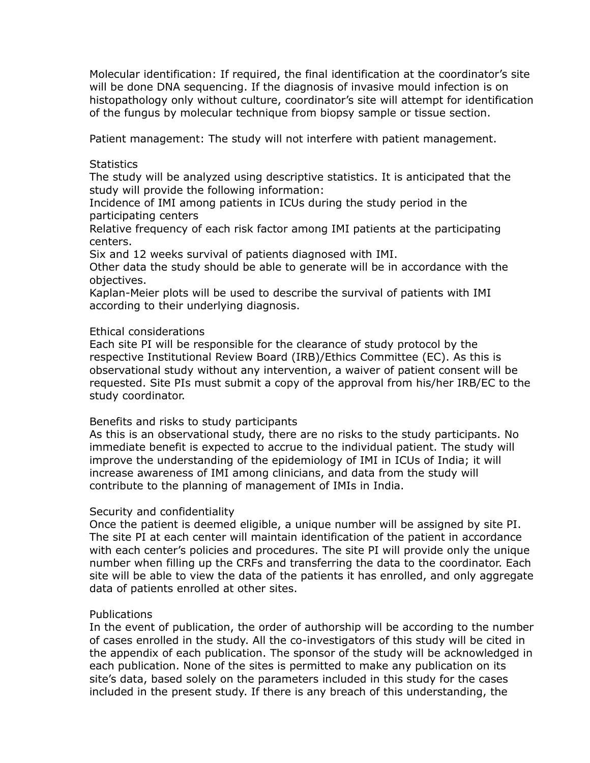Molecular identification: If required, the final identification at the coordinator's site will be done DNA sequencing. If the diagnosis of invasive mould infection is on histopathology only without culture, coordinator's site will attempt for identification of the fungus by molecular technique from biopsy sample or tissue section.

Patient management: The study will not interfere with patient management.

## Statistics

The study will be analyzed using descriptive statistics. It is anticipated that the study will provide the following information:

Incidence of IMI among patients in ICUs during the study period in the participating centers

Relative frequency of each risk factor among IMI patients at the participating centers.

Six and 12 weeks survival of patients diagnosed with IMI.

Other data the study should be able to generate will be in accordance with the objectives.

Kaplan-Meier plots will be used to describe the survival of patients with IMI according to their underlying diagnosis.

## Ethical considerations

Each site PI will be responsible for the clearance of study protocol by the respective Institutional Review Board (IRB)/Ethics Committee (EC). As this is observational study without any intervention, a waiver of patient consent will be requested. Site PIs must submit a copy of the approval from his/her IRB/EC to the study coordinator.

## Benefits and risks to study participants

As this is an observational study, there are no risks to the study participants. No immediate benefit is expected to accrue to the individual patient. The study will improve the understanding of the epidemiology of IMI in ICUs of India; it will increase awareness of IMI among clinicians, and data from the study will contribute to the planning of management of IMIs in India.

## Security and confidentiality

Once the patient is deemed eligible, a unique number will be assigned by site PI. The site PI at each center will maintain identification of the patient in accordance with each center's policies and procedures. The site PI will provide only the unique number when filling up the CRFs and transferring the data to the coordinator. Each site will be able to view the data of the patients it has enrolled, and only aggregate data of patients enrolled at other sites.

## Publications

In the event of publication, the order of authorship will be according to the number of cases enrolled in the study. All the co-investigators of this study will be cited in the appendix of each publication. The sponsor of the study will be acknowledged in each publication. None of the sites is permitted to make any publication on its site's data, based solely on the parameters included in this study for the cases included in the present study. If there is any breach of this understanding, the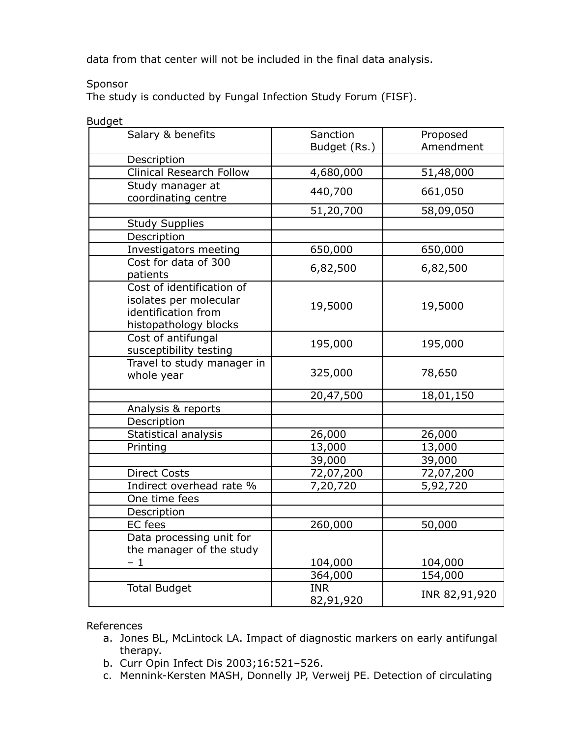data from that center will not be included in the final data analysis.

Sponsor
The study is conducted by Fungal Infection Study Forum (FISF).

Budget

| Salary & benefits | Sanction Budget (Rs.) | Proposed Amendment |
|---|---|---|
| Description | | |
| Clinical Research Follow | 4,680,000 | 51,48,000 |
| Study manager at coordinating centre | 440,700 | 661,050 |
| | 51,20,700 | 58,09,050 |
| Study Supplies | | |
| Description | | |
| Investigators meeting | 650,000 | 650,000 |
| Cost for data of 300 patients | 6,82,500 | 6,82,500 |
| Cost of identification of isolates per molecular identification from histopathology blocks | 19,5000 | 19,5000 |
| Cost of antifungal susceptibility testing | 195,000 | 195,000 |
| Travel to study manager in whole year | 325,000 | 78,650 |
| | 20,47,500 | 18,01,150 |
| Analysis & reports | | |
| Description | | |
| Statistical analysis | 26,000 | 26,000 |
| Printing | 13,000 | 13,000 |
| | 39,000 | 39,000 |
| Direct Costs | 72,07,200 | 72,07,200 |
| Indirect overhead rate % | 7,20,720 | 5,92,720 |
| One time fees | | |
| Description | | |
| EC fees | 260,000 | 50,000 |
| Data processing unit for the manager of the study – 1 | 104,000 | 104,000 |
| | 364,000 | 154,000 |
| Total Budget | INR 82,91,920 | INR 82,91,920 |

References

a. Jones BL, McLintock LA. Impact of diagnostic markers on early antifungal therapy.
b. Curr Opin Infect Dis 2003;16:521–526.
c. Mennink-Kersten MASH, Donnelly JP, Verweij PE. Detection of circulating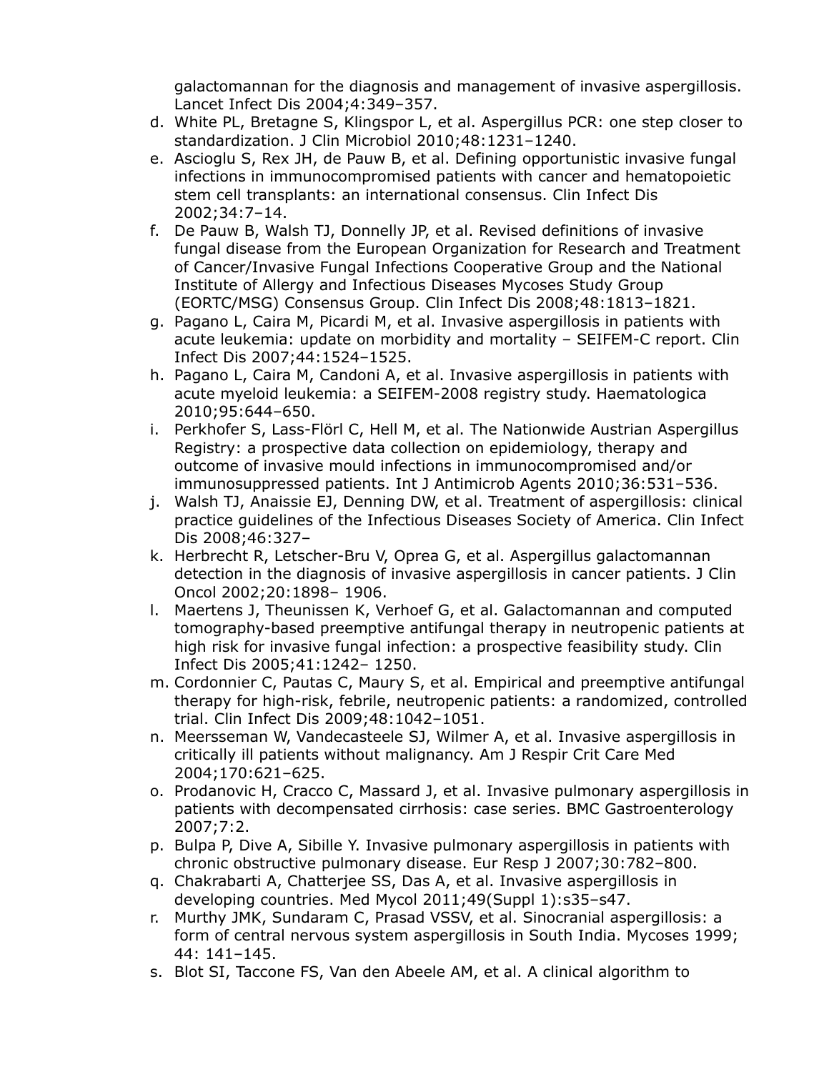galactomannan for the diagnosis and management of invasive aspergillosis. Lancet Infect Dis 2004;4:349–357.

d. White PL, Bretagne S, Klingspor L, et al. Aspergillus PCR: one step closer to standardization. J Clin Microbiol 2010;48:1231–1240.
e. Ascioglu S, Rex JH, de Pauw B, et al. Defining opportunistic invasive fungal infections in immunocompromised patients with cancer and hematopoietic stem cell transplants: an international consensus. Clin Infect Dis 2002;34:7–14.
f. De Pauw B, Walsh TJ, Donnelly JP, et al. Revised definitions of invasive fungal disease from the European Organization for Research and Treatment of Cancer/Invasive Fungal Infections Cooperative Group and the National Institute of Allergy and Infectious Diseases Mycoses Study Group (EORTC/MSG) Consensus Group. Clin Infect Dis 2008;48:1813–1821.
g. Pagano L, Caira M, Picardi M, et al. Invasive aspergillosis in patients with acute leukemia: update on morbidity and mortality – SEIFEM-C report. Clin Infect Dis 2007;44:1524–1525.
h. Pagano L, Caira M, Candoni A, et al. Invasive aspergillosis in patients with acute myeloid leukemia: a SEIFEM-2008 registry study. Haematologica 2010;95:644–650.
i. Perkhofer S, Lass-Flörl C, Hell M, et al. The Nationwide Austrian Aspergillus Registry: a prospective data collection on epidemiology, therapy and outcome of invasive mould infections in immunocompromised and/or immunosuppressed patients. Int J Antimicrob Agents 2010;36:531–536.
j. Walsh TJ, Anaissie EJ, Denning DW, et al. Treatment of aspergillosis: clinical practice guidelines of the Infectious Diseases Society of America. Clin Infect Dis 2008;46:327–
k. Herbrecht R, Letscher-Bru V, Oprea G, et al. Aspergillus galactomannan detection in the diagnosis of invasive aspergillosis in cancer patients. J Clin Oncol 2002;20:1898– 1906.
l. Maertens J, Theunissen K, Verhoef G, et al. Galactomannan and computed tomography-based preemptive antifungal therapy in neutropenic patients at high risk for invasive fungal infection: a prospective feasibility study. Clin Infect Dis 2005;41:1242– 1250.
m. Cordonnier C, Pautas C, Maury S, et al. Empirical and preemptive antifungal therapy for high-risk, febrile, neutropenic patients: a randomized, controlled trial. Clin Infect Dis 2009;48:1042–1051.
n. Meersseman W, Vandecasteele SJ, Wilmer A, et al. Invasive aspergillosis in critically ill patients without malignancy. Am J Respir Crit Care Med 2004;170:621–625.
o. Prodanovic H, Cracco C, Massard J, et al. Invasive pulmonary aspergillosis in patients with decompensated cirrhosis: case series. BMC Gastroenterology 2007;7:2.
p. Bulpa P, Dive A, Sibille Y. Invasive pulmonary aspergillosis in patients with chronic obstructive pulmonary disease. Eur Resp J 2007;30:782–800.
q. Chakrabarti A, Chatterjee SS, Das A, et al. Invasive aspergillosis in developing countries. Med Mycol 2011;49(Suppl 1):s35–s47.
r. Murthy JMK, Sundaram C, Prasad VSSV, et al. Sinocranial aspergillosis: a form of central nervous system aspergillosis in South India. Mycoses 1999; 44: 141–145.
s. Blot SI, Taccone FS, Van den Abeele AM, et al. A clinical algorithm to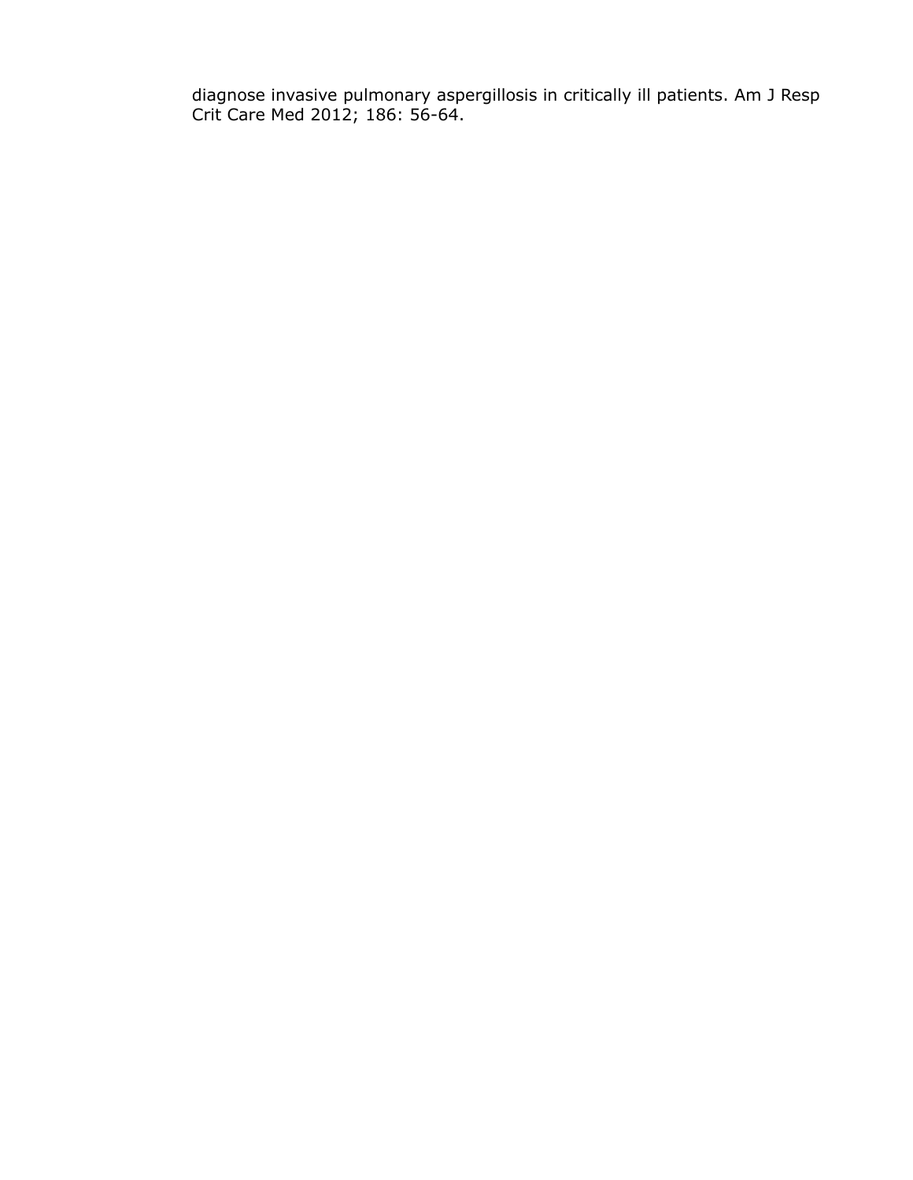diagnose invasive pulmonary aspergillosis in critically ill patients. Am J Resp Crit Care Med 2012; 186: 56-64.